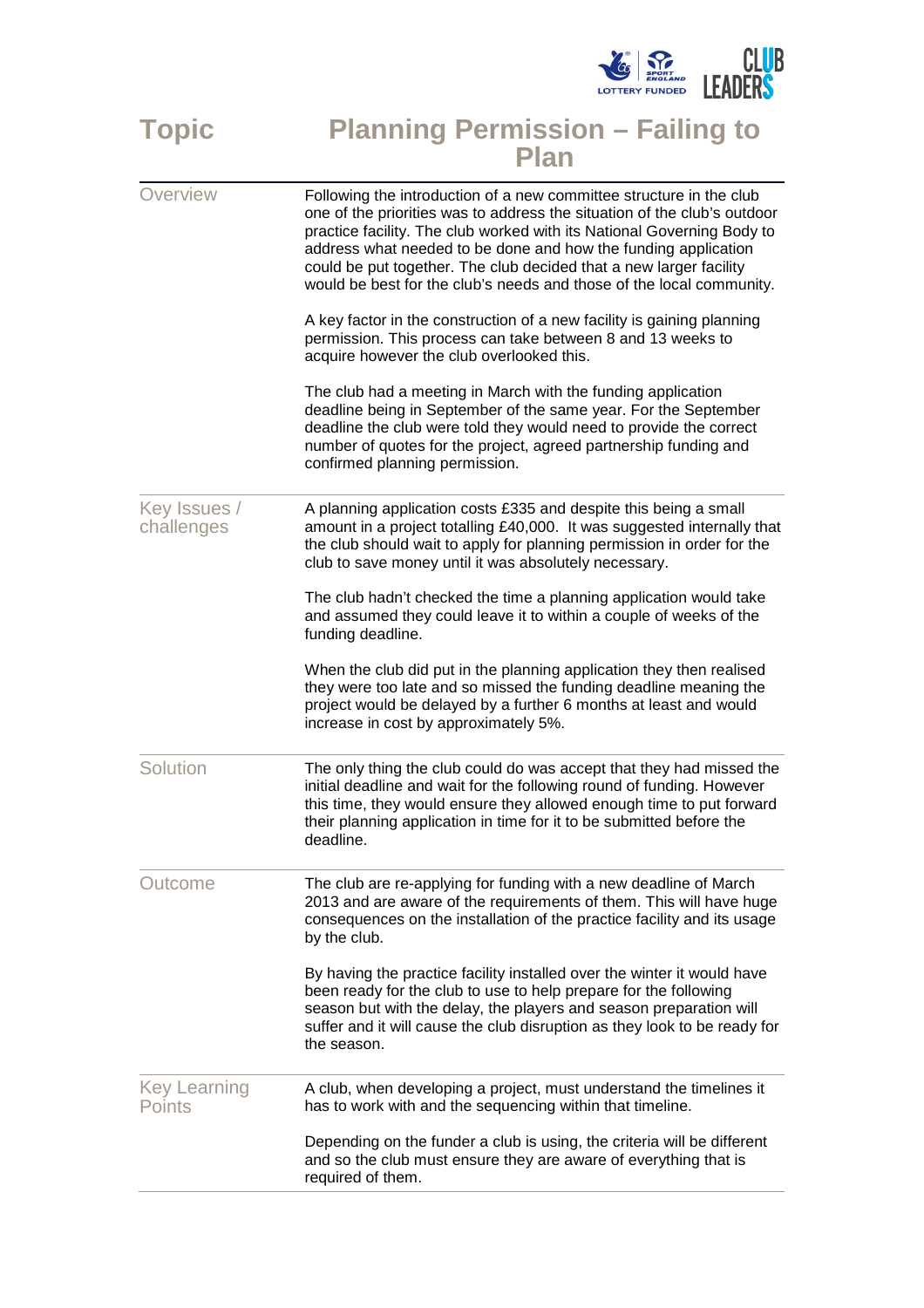| Topic | Planning Permission – Failing to Plan |
|---|---|
| Overview | Following the introduction of a new committee structure in the club one of the priorities was to address the situation of the club's outdoor practice facility. The club worked with its National Governing Body to address what needed to be done and how the funding application could be put together. The club decided that a new larger facility would be best for the club's needs and those of the local community.<br><br>A key factor in the construction of a new facility is gaining planning permission. This process can take between 8 and 13 weeks to acquire however the club overlooked this.<br><br>The club had a meeting in March with the funding application deadline being in September of the same year. For the September deadline the club were told they would need to provide the correct number of quotes for the project, agreed partnership funding and confirmed planning permission. |
| Key Issues / challenges | A planning application costs £335 and despite this being a small amount in a project totalling £40,000. It was suggested internally that the club should wait to apply for planning permission in order for the club to save money until it was absolutely necessary.<br><br>The club hadn't checked the time a planning application would take and assumed they could leave it to within a couple of weeks of the funding deadline.<br><br>When the club did put in the planning application they then realised they were too late and so missed the funding deadline meaning the project would be delayed by a further 6 months at least and would increase in cost by approximately 5%. |
| Solution | The only thing the club could do was accept that they had missed the initial deadline and wait for the following round of funding. However this time, they would ensure they allowed enough time to put forward their planning application in time for it to be submitted before the deadline. |
| Outcome | The club are re-applying for funding with a new deadline of March 2013 and are aware of the requirements of them. This will have huge consequences on the installation of the practice facility and its usage by the club.<br><br>By having the practice facility installed over the winter it would have been ready for the club to use to help prepare for the following season but with the delay, the players and season preparation will suffer and it will cause the club disruption as they look to be ready for the season. |
| Key Learning Points | A club, when developing a project, must understand the timelines it has to work with and the sequencing within that timeline.<br><br>Depending on the funder a club is using, the criteria will be different and so the club must ensure they are aware of everything that is required of them. |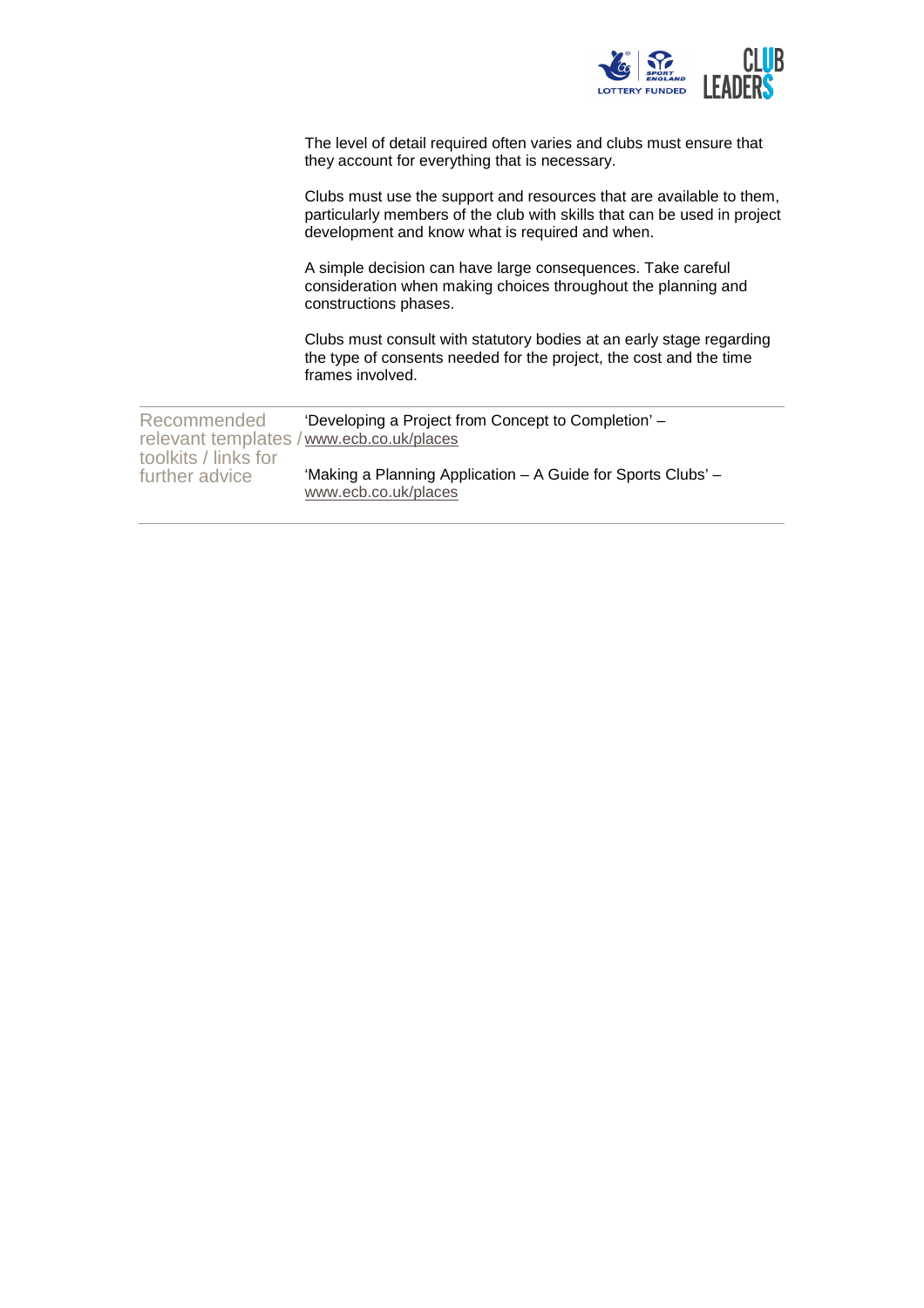The level of detail required often varies and clubs must ensure that they account for everything that is necessary.

Clubs must use the support and resources that are available to them, particularly members of the club with skills that can be used in project development and know what is required and when.

A simple decision can have large consequences. Take careful consideration when making choices throughout the planning and constructions phases.

Clubs must consult with statutory bodies at an early stage regarding the type of consents needed for the project, the cost and the time frames involved.

| | |
|---|---|
| Recommended relevant templates / toolkits / links for further advice | 'Developing a Project from Concept to Completion' – www.ecb.co.uk/places<br><br>'Making a Planning Application – A Guide for Sports Clubs' – www.ecb.co.uk/places |